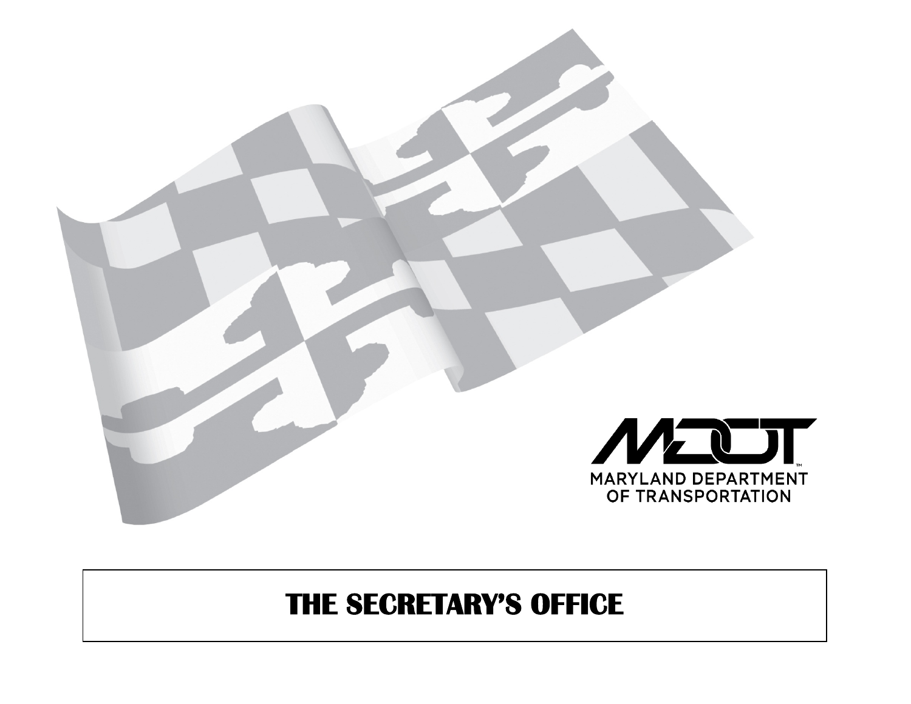MARYLAND DEPARTMENT OF TRANSPORTATION

# THE SECRETARY'S OFFICE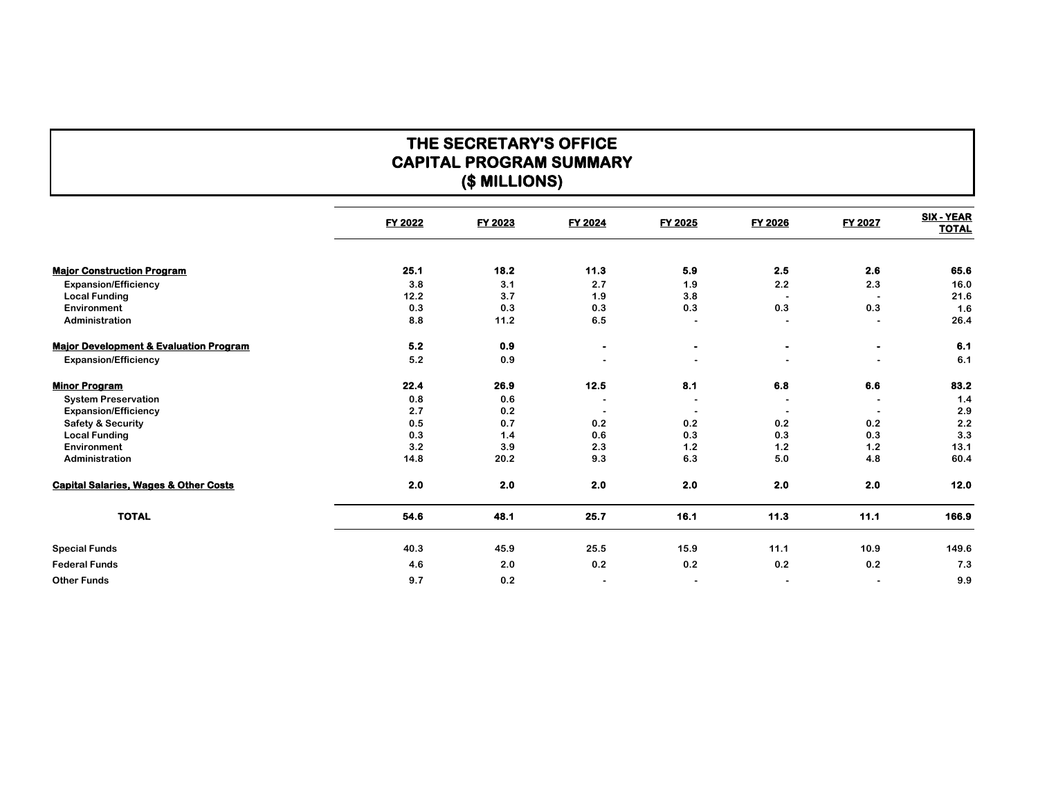# THE SECRETARY'S OFFICE
## CAPITAL PROGRAM SUMMARY
## ($ MILLIONS)

| | FY 2022 | FY 2023 | FY 2024 | FY 2025 | FY 2026 | FY 2027 | SIX - YEAR TOTAL |
|---|---|---|---|---|---|---|---|
| **Major Construction Program** | **25.1** | **18.2** | **11.3** | **5.9** | **2.5** | **2.6** | **65.6** |
| Expansion/Efficiency | 3.8 | 3.1 | 2.7 | 1.9 | 2.2 | 2.3 | 16.0 |
| Local Funding | 12.2 | 3.7 | 1.9 | 3.8 | - | - | 21.6 |
| Environment | 0.3 | 0.3 | 0.3 | 0.3 | 0.3 | 0.3 | 1.6 |
| Administration | 8.8 | 11.2 | 6.5 | - | - | - | 26.4 |
| **Major Development & Evaluation Program** | **5.2** | **0.9** | **-** | **-** | **-** | **-** | **6.1** |
| Expansion/Efficiency | 5.2 | 0.9 | - | - | - | - | 6.1 |
| **Minor Program** | **22.4** | **26.9** | **12.5** | **8.1** | **6.8** | **6.6** | **83.2** |
| System Preservation | 0.8 | 0.6 | - | - | - | - | 1.4 |
| Expansion/Efficiency | 2.7 | 0.2 | - | - | - | - | 2.9 |
| Safety & Security | 0.5 | 0.7 | 0.2 | 0.2 | 0.2 | 0.2 | 2.2 |
| Local Funding | 0.3 | 1.4 | 0.6 | 0.3 | 0.3 | 0.3 | 3.3 |
| Environment | 3.2 | 3.9 | 2.3 | 1.2 | 1.2 | 1.2 | 13.1 |
| Administration | 14.8 | 20.2 | 9.3 | 6.3 | 5.0 | 4.8 | 60.4 |
| **Capital Salaries, Wages & Other Costs** | **2.0** | **2.0** | **2.0** | **2.0** | **2.0** | **2.0** | **12.0** |
| **TOTAL** | **54.6** | **48.1** | **25.7** | **16.1** | **11.3** | **11.1** | **166.9** |
| Special Funds | 40.3 | 45.9 | 25.5 | 15.9 | 11.1 | 10.9 | 149.6 |
| Federal Funds | 4.6 | 2.0 | 0.2 | 0.2 | 0.2 | 0.2 | 7.3 |
| Other Funds | 9.7 | 0.2 | - | - | - | - | 9.9 |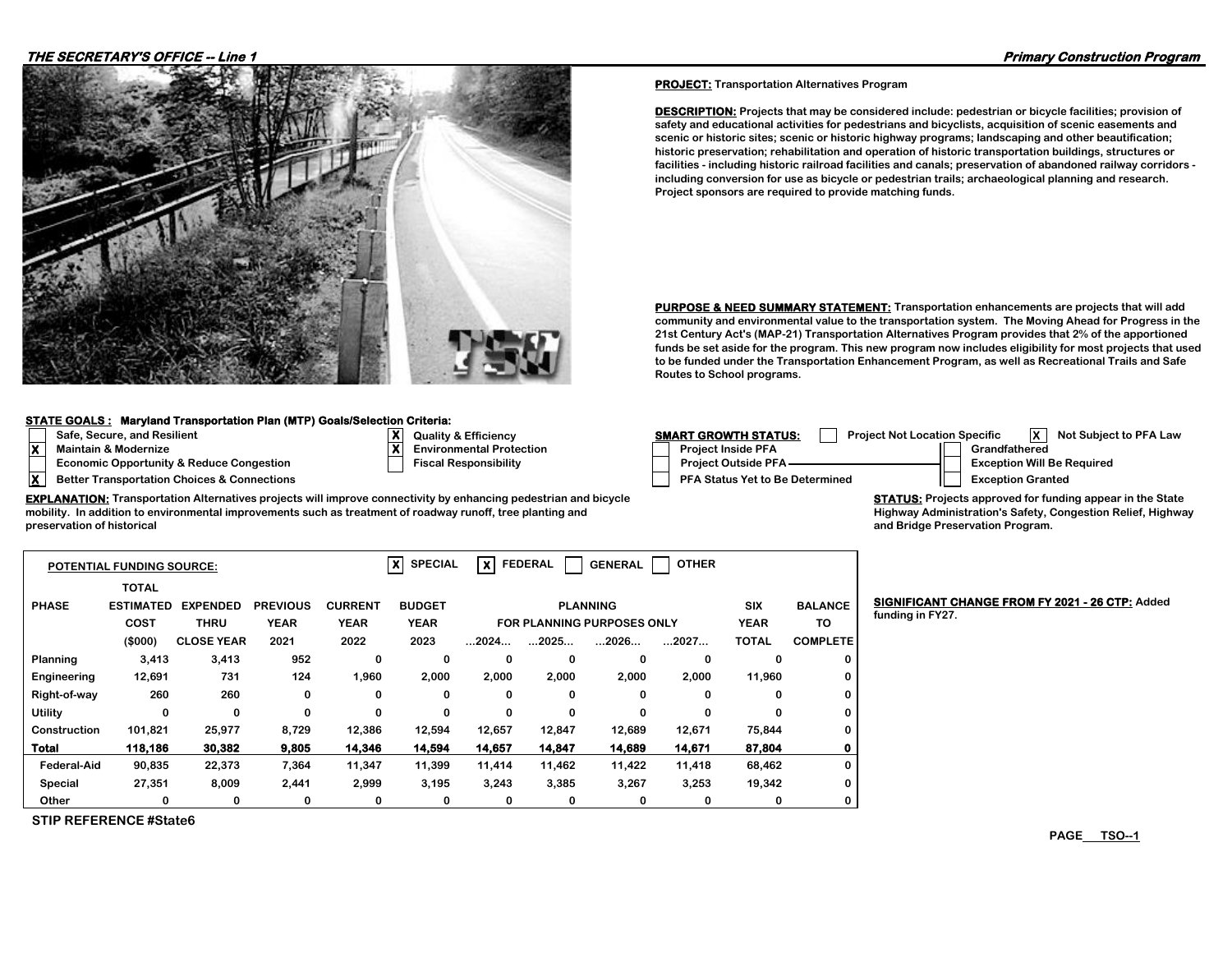**THE SECRETARY'S OFFICE -- Line 1**

**Primary Construction Program**

**PROJECT:** Transportation Alternatives Program

**DESCRIPTION:** Projects that may be considered include: pedestrian or bicycle facilities; provision of safety and educational activities for pedestrians and bicyclists, acquisition of scenic easements and scenic or historic sites; scenic or historic highway programs; landscaping and other beautification; historic preservation; rehabilitation and operation of historic transportation buildings, structures or facilities - including historic railroad facilities and canals; preservation of abandoned railway corridors - including conversion for use as bicycle or pedestrian trails; archaeological planning and research. Project sponsors are required to provide matching funds.

**PURPOSE & NEED SUMMARY STATEMENT:** Transportation enhancements are projects that will add community and environmental value to the transportation system. The Moving Ahead for Progress in the 21st Century Act's (MAP-21) Transportation Alternatives Program provides that 2% of the apportioned funds be set aside for the program. This new program now includes eligibility for most projects that used to be funded under the Transportation Enhancement Program, as well as Recreational Trails and Safe Routes to School programs.

**STATE GOALS : Maryland Transportation Plan (MTP) Goals/Selection Criteria:**

- [ ] Safe, Secure, and Resilient
- [X] Maintain & Modernize
- [ ] Economic Opportunity & Reduce Congestion
- [X] Better Transportation Choices & Connections
- [X] Quality & Efficiency
- [X] Environmental Protection
- [ ] Fiscal Responsibility

**SMART GROWTH STATUS:**

- [ ] Project Not Location Specific
- [X] Not Subject to PFA Law
- [ ] Project Inside PFA
- [ ] Project Outside PFA
- [ ] PFA Status Yet to Be Determined
- [ ] Grandfathered
- [ ] Exception Will Be Required
- [ ] Exception Granted

**EXPLANATION:** Transportation Alternatives projects will improve connectivity by enhancing pedestrian and bicycle mobility. In addition to environmental improvements such as treatment of roadway runoff, tree planting and preservation of historical

**STATUS:** Projects approved for funding appear in the State Highway Administration's Safety, Congestion Relief, Highway and Bridge Preservation Program.

**POTENTIAL FUNDING SOURCE:** [X] SPECIAL [X] FEDERAL [ ] GENERAL [ ] OTHER

| PHASE | TOTAL ESTIMATED COST ($000) | EXPENDED THRU CLOSE YEAR | PREVIOUS YEAR 2021 | CURRENT YEAR 2022 | BUDGET YEAR 2023 | PLANNING FOR PLANNING PURPOSES ONLY ...2024... | ...2025... | ...2026... | ...2027... | SIX YEAR TOTAL | BALANCE TO COMPLETE |
|---|---|---|---|---|---|---|---|---|---|---|---|
| Planning | 3,413 | 3,413 | 952 | 0 | 0 | 0 | 0 | 0 | 0 | 0 | 0 |
| Engineering | 12,691 | 731 | 124 | 1,960 | 2,000 | 2,000 | 2,000 | 2,000 | 2,000 | 11,960 | 0 |
| Right-of-way | 260 | 260 | 0 | 0 | 0 | 0 | 0 | 0 | 0 | 0 | 0 |
| Utility | 0 | 0 | 0 | 0 | 0 | 0 | 0 | 0 | 0 | 0 | 0 |
| Construction | 101,821 | 25,977 | 8,729 | 12,386 | 12,594 | 12,657 | 12,847 | 12,689 | 12,671 | 75,844 | 0 |
| **Total** | **118,186** | **30,382** | **9,805** | **14,346** | **14,594** | **14,657** | **14,847** | **14,689** | **14,671** | **87,804** | **0** |
| Federal-Aid | 90,835 | 22,373 | 7,364 | 11,347 | 11,399 | 11,414 | 11,462 | 11,422 | 11,418 | 68,462 | 0 |
| Special | 27,351 | 8,009 | 2,441 | 2,999 | 3,195 | 3,243 | 3,385 | 3,267 | 3,253 | 19,342 | 0 |
| Other | 0 | 0 | 0 | 0 | 0 | 0 | 0 | 0 | 0 | 0 | 0 |

**SIGNIFICANT CHANGE FROM FY 2021 - 26 CTP:** Added funding in FY27.

STIP REFERENCE #State6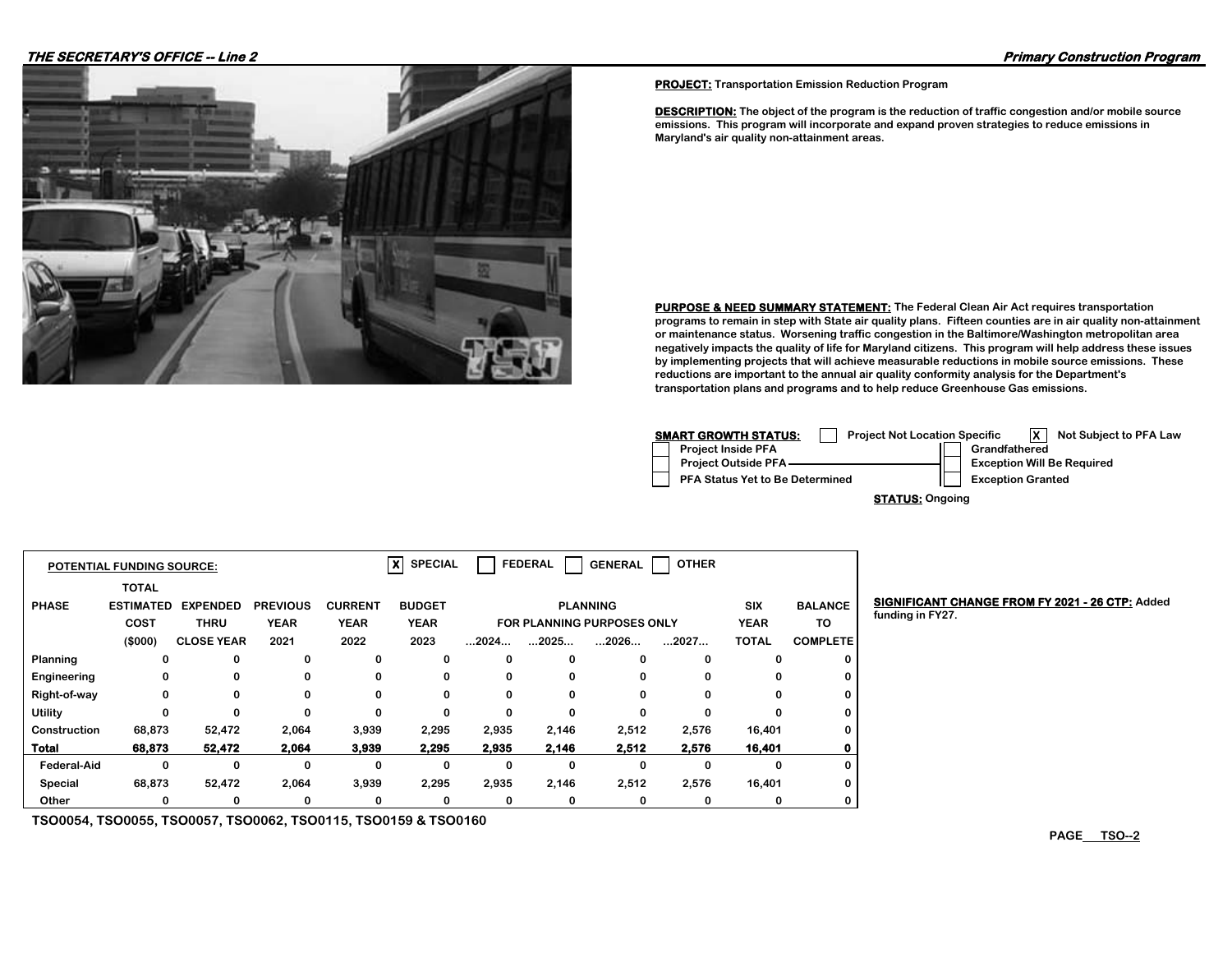**THE SECRETARY'S OFFICE -- Line 2**

**Primary Construction Program**

**PROJECT:** Transportation Emission Reduction Program

**DESCRIPTION:** The object of the program is the reduction of traffic congestion and/or mobile source emissions. This program will incorporate and expand proven strategies to reduce emissions in Maryland's air quality non-attainment areas.

**PURPOSE & NEED SUMMARY STATEMENT:** The Federal Clean Air Act requires transportation programs to remain in step with State air quality plans. Fifteen counties are in air quality non-attainment or maintenance status. Worsening traffic congestion in the Baltimore/Washington metropolitan area negatively impacts the quality of life for Maryland citizens. This program will help address these issues by implementing projects that will achieve measurable reductions in mobile source emissions. These reductions are important to the annual air quality conformity analysis for the Department's transportation plans and programs and to help reduce Greenhouse Gas emissions.

**SMART GROWTH STATUS:** [ ] Project Not Location Specific [X] Not Subject to PFA Law

- [ ] Project Inside PFA
- [ ] Project Outside PFA
- [ ] PFA Status Yet to Be Determined
- [ ] Grandfathered
- [ ] Exception Will Be Required
- [ ] Exception Granted

**STATUS:** Ongoing

**POTENTIAL FUNDING SOURCE:** [X] SPECIAL [ ] FEDERAL [ ] GENERAL [ ] OTHER

| PHASE | TOTAL ESTIMATED COST ($000) | EXPENDED THRU CLOSE YEAR | PREVIOUS YEAR 2021 | CURRENT YEAR 2022 | BUDGET YEAR 2023 | PLANNING FOR PLANNING PURPOSES ONLY ...2024... | ...2025... | ...2026... | ...2027... | SIX YEAR TOTAL | BALANCE TO COMPLETE |
|---|---|---|---|---|---|---|---|---|---|---|---|
| Planning | 0 | 0 | 0 | 0 | 0 | 0 | 0 | 0 | 0 | 0 | 0 |
| Engineering | 0 | 0 | 0 | 0 | 0 | 0 | 0 | 0 | 0 | 0 | 0 |
| Right-of-way | 0 | 0 | 0 | 0 | 0 | 0 | 0 | 0 | 0 | 0 | 0 |
| Utility | 0 | 0 | 0 | 0 | 0 | 0 | 0 | 0 | 0 | 0 | 0 |
| Construction | 68,873 | 52,472 | 2,064 | 3,939 | 2,295 | 2,935 | 2,146 | 2,512 | 2,576 | 16,401 | 0 |
| **Total** | **68,873** | **52,472** | **2,064** | **3,939** | **2,295** | **2,935** | **2,146** | **2,512** | **2,576** | **16,401** | **0** |
| Federal-Aid | 0 | 0 | 0 | 0 | 0 | 0 | 0 | 0 | 0 | 0 | 0 |
| Special | 68,873 | 52,472 | 2,064 | 3,939 | 2,295 | 2,935 | 2,146 | 2,512 | 2,576 | 16,401 | 0 |
| Other | 0 | 0 | 0 | 0 | 0 | 0 | 0 | 0 | 0 | 0 | 0 |

TSO0054, TSO0055, TSO0057, TSO0062, TSO0115, TSO0159 & TSO0160

**SIGNIFICANT CHANGE FROM FY 2021 - 26 CTP:** Added funding in FY27.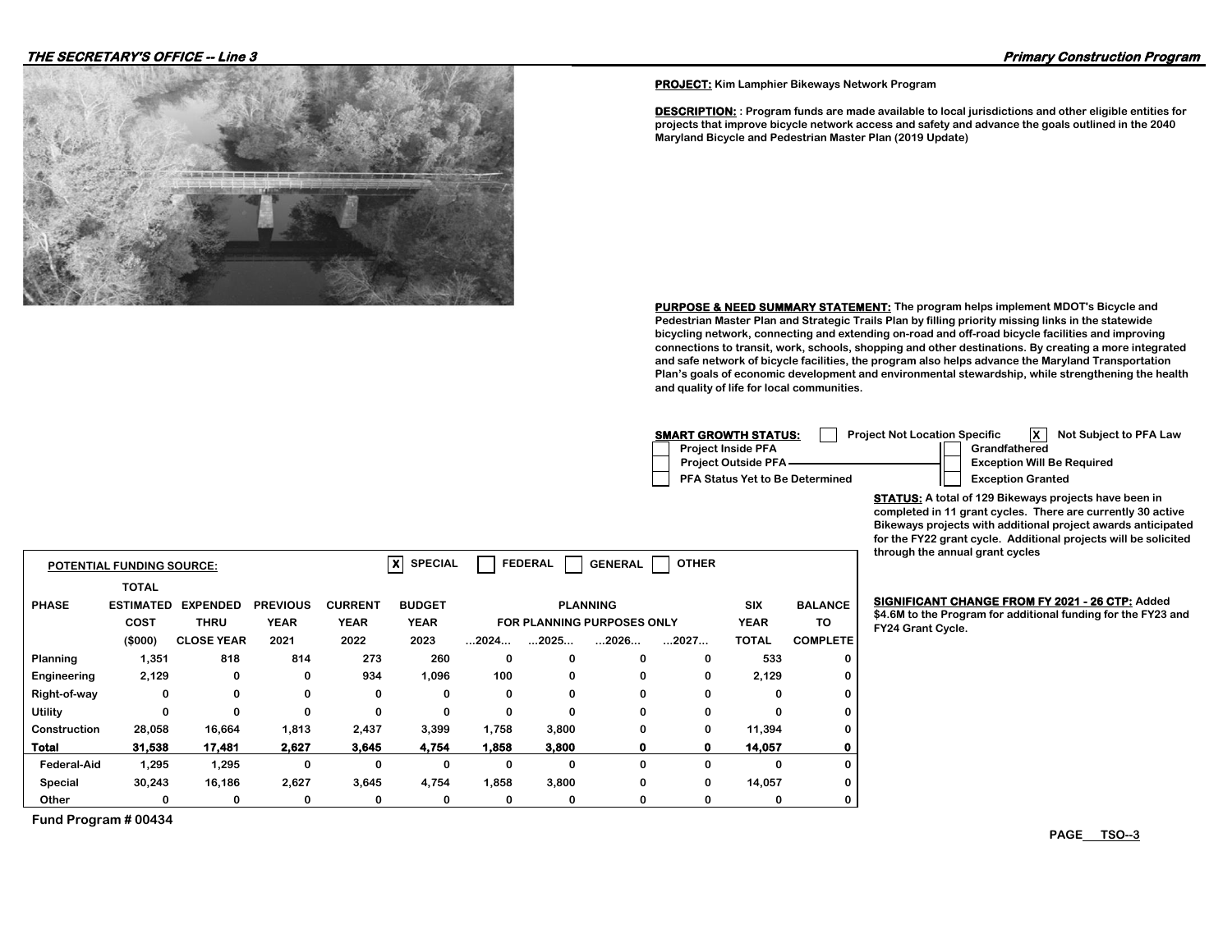**PROJECT:** Kim Lamphier Bikeways Network Program

**DESCRIPTION:** : Program funds are made available to local jurisdictions and other eligible entities for projects that improve bicycle network access and safety and advance the goals outlined in the 2040 Maryland Bicycle and Pedestrian Master Plan (2019 Update)

**PURPOSE & NEED SUMMARY STATEMENT:** The program helps implement MDOT's Bicycle and Pedestrian Master Plan and Strategic Trails Plan by filling priority missing links in the statewide bicycling network, connecting and extending on-road and off-road bicycle facilities and improving connections to transit, work, schools, shopping and other destinations. By creating a more integrated and safe network of bicycle facilities, the program also helps advance the Maryland Transportation Plan's goals of economic development and environmental stewardship, while strengthening the health and quality of life for local communities.

**SMART GROWTH STATUS:**
- [ ] Project Not Location Specific
- [X] Not Subject to PFA Law
- [ ] Project Inside PFA
- [ ] Project Outside PFA
- [ ] PFA Status Yet to Be Determined
- [ ] Grandfathered
- [ ] Exception Will Be Required
- [ ] Exception Granted

**STATUS:** A total of 129 Bikeways projects have been in completed in 11 grant cycles. There are currently 30 active Bikeways projects with additional project awards anticipated for the FY22 grant cycle. Additional projects will be solicited through the annual grant cycles

**SIGNIFICANT CHANGE FROM FY 2021 - 26 CTP:** Added $4.6M to the Program for additional funding for the FY23 and FY24 Grant Cycle.

**POTENTIAL FUNDING SOURCE:** [X] SPECIAL [ ] FEDERAL [ ] GENERAL [ ] OTHER

| PHASE | TOTAL ESTIMATED COST ($000) | EXPENDED THRU CLOSE YEAR | PREVIOUS YEAR 2021 | CURRENT YEAR 2022 | BUDGET YEAR 2023 | PLANNING FOR PLANNING PURPOSES ONLY ...2024... | ...2025... | ...2026... | ...2027... | SIX YEAR TOTAL | BALANCE TO COMPLETE |
|---|---|---|---|---|---|---|---|---|---|---|---|
| Planning | 1,351 | 818 | 814 | 273 | 260 | 0 | 0 | 0 | 0 | 533 | 0 |
| Engineering | 2,129 | 0 | 0 | 934 | 1,096 | 100 | 0 | 0 | 0 | 2,129 | 0 |
| Right-of-way | 0 | 0 | 0 | 0 | 0 | 0 | 0 | 0 | 0 | 0 | 0 |
| Utility | 0 | 0 | 0 | 0 | 0 | 0 | 0 | 0 | 0 | 0 | 0 |
| Construction | 28,058 | 16,664 | 1,813 | 2,437 | 3,399 | 1,758 | 3,800 | 0 | 0 | 11,394 | 0 |
| **Total** | **31,538** | **17,481** | **2,627** | **3,645** | **4,754** | **1,858** | **3,800** | **0** | **0** | **14,057** | **0** |
| Federal-Aid | 1,295 | 1,295 | 0 | 0 | 0 | 0 | 0 | 0 | 0 | 0 | 0 |
| Special | 30,243 | 16,186 | 2,627 | 3,645 | 4,754 | 1,858 | 3,800 | 0 | 0 | 14,057 | 0 |
| Other | 0 | 0 | 0 | 0 | 0 | 0 | 0 | 0 | 0 | 0 | 0 |

Fund Program # 00434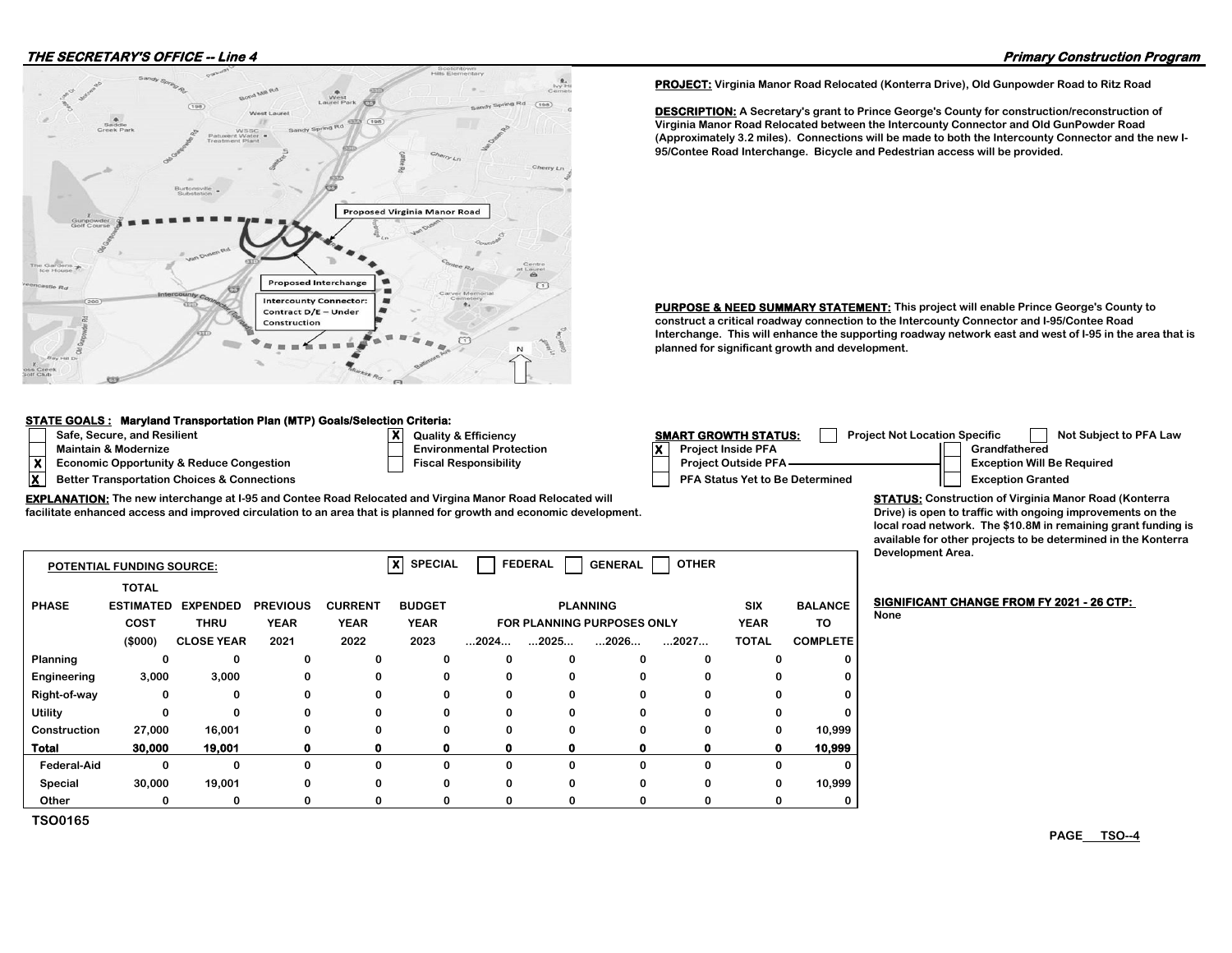**PROJECT:** Virginia Manor Road Relocated (Konterra Drive), Old Gunpowder Road to Ritz Road

**DESCRIPTION:** A Secretary's grant to Prince George's County for construction/reconstruction of Virginia Manor Road Relocated between the Intercounty Connector and Old GunPowder Road (Approximately 3.2 miles). Connections will be made to both the Intercounty Connector and the new I-95/Contee Road Interchange. Bicycle and Pedestrian access will be provided.

**PURPOSE & NEED SUMMARY STATEMENT:** This project will enable Prince George's County to construct a critical roadway connection to the Intercounty Connector and I-95/Contee Road Interchange. This will enhance the supporting roadway network east and west of I-95 in the area that is planned for significant growth and development.

**STATE GOALS : Maryland Transportation Plan (MTP) Goals/Selection Criteria:**

- [ ] Safe, Secure, and Resilient
- [ ] Maintain & Modernize
- [X] Economic Opportunity & Reduce Congestion
- [X] Better Transportation Choices & Connections
- [X] Quality & Efficiency
- [ ] Environmental Protection
- [ ] Fiscal Responsibility

**SMART GROWTH STATUS:**

- [ ] Project Not Location Specific
- [ ] Not Subject to PFA Law
- [X] Project Inside PFA
- [ ] Project Outside PFA
- [ ] PFA Status Yet to Be Determined
- [ ] Grandfathered
- [ ] Exception Will Be Required
- [ ] Exception Granted

**EXPLANATION:** The new interchange at I-95 and Contee Road Relocated and Virgina Manor Road Relocated will facilitate enhanced access and improved circulation to an area that is planned for growth and economic development.

**STATUS:** Construction of Virginia Manor Road (Konterra Drive) is open to traffic with ongoing improvements on the local road network. The $10.8M in remaining grant funding is available for other projects to be determined in the Konterra Development Area.

**POTENTIAL FUNDING SOURCE:** [X] SPECIAL [ ] FEDERAL [ ] GENERAL [ ] OTHER

| PHASE | TOTAL ESTIMATED COST ($000) | EXPENDED THRU CLOSE YEAR | PREVIOUS YEAR 2021 | CURRENT YEAR 2022 | BUDGET YEAR 2023 | PLANNING FOR PLANNING PURPOSES ONLY ...2024... | ...2025... | ...2026... | ...2027... | SIX YEAR TOTAL | BALANCE TO COMPLETE |
|---|---|---|---|---|---|---|---|---|---|---|---|
| Planning | 0 | 0 | 0 | 0 | 0 | 0 | 0 | 0 | 0 | 0 | 0 |
| Engineering | 3,000 | 3,000 | 0 | 0 | 0 | 0 | 0 | 0 | 0 | 0 | 0 |
| Right-of-way | 0 | 0 | 0 | 0 | 0 | 0 | 0 | 0 | 0 | 0 | 0 |
| Utility | 0 | 0 | 0 | 0 | 0 | 0 | 0 | 0 | 0 | 0 | 0 |
| Construction | 27,000 | 16,001 | 0 | 0 | 0 | 0 | 0 | 0 | 0 | 0 | 10,999 |
| **Total** | **30,000** | **19,001** | **0** | **0** | **0** | **0** | **0** | **0** | **0** | **0** | **10,999** |
| Federal-Aid | 0 | 0 | 0 | 0 | 0 | 0 | 0 | 0 | 0 | 0 | 0 |
| Special | 30,000 | 19,001 | 0 | 0 | 0 | 0 | 0 | 0 | 0 | 0 | 10,999 |
| Other | 0 | 0 | 0 | 0 | 0 | 0 | 0 | 0 | 0 | 0 | 0 |

TSO0165

**SIGNIFICANT CHANGE FROM FY 2021 - 26 CTP:**
None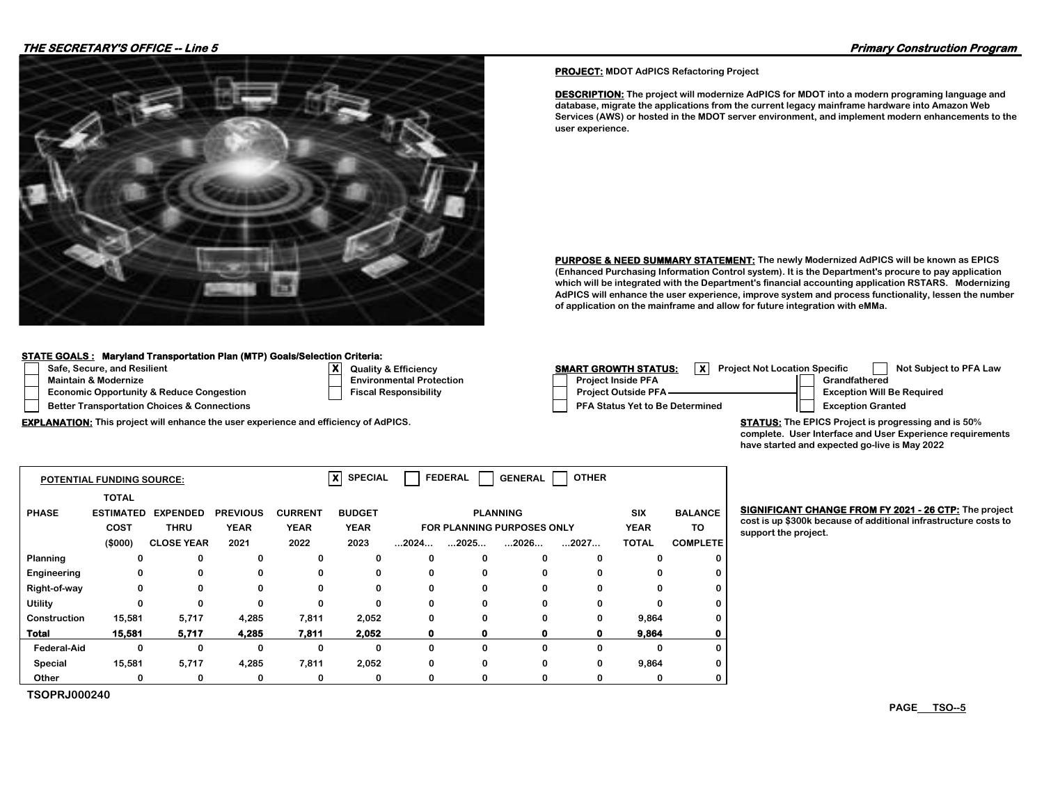**PROJECT:** MDOT AdPICS Refactoring Project

**DESCRIPTION:** The project will modernize AdPICS for MDOT into a modern programing language and database, migrate the applications from the current legacy mainframe hardware into Amazon Web Services (AWS) or hosted in the MDOT server environment, and implement modern enhancements to the user experience.

**PURPOSE & NEED SUMMARY STATEMENT:** The newly Modernized AdPICS will be known as EPICS (Enhanced Purchasing Information Control system). It is the Department's procure to pay application which will be integrated with the Department's financial accounting application RSTARS. Modernizing AdPICS will enhance the user experience, improve system and process functionality, lessen the number of application on the mainframe and allow for future integration with eMMa.

**STATE GOALS : Maryland Transportation Plan (MTP) Goals/Selection Criteria:**

- [ ] Safe, Secure, and Resilient
- [ ] Maintain & Modernize
- [ ] Economic Opportunity & Reduce Congestion
- [ ] Better Transportation Choices & Connections
- [X] Quality & Efficiency
- [ ] Environmental Protection
- [ ] Fiscal Responsibility

**EXPLANATION:** This project will enhance the user experience and efficiency of AdPICS.

**SMART GROWTH STATUS:**

- [X] Project Not Location Specific
- [ ] Not Subject to PFA Law
- [ ] Project Inside PFA
- [ ] Project Outside PFA
- [ ] PFA Status Yet to Be Determined
- [ ] Grandfathered
- [ ] Exception Will Be Required
- [ ] Exception Granted

**STATUS:** The EPICS Project is progressing and is 50% complete. User Interface and User Experience requirements have started and expected go-live is May 2022

**POTENTIAL FUNDING SOURCE:** [X] SPECIAL [ ] FEDERAL [ ] GENERAL [ ] OTHER

| PHASE | TOTAL ESTIMATED COST ($000) | EXPENDED THRU CLOSE YEAR | PREVIOUS YEAR 2021 | CURRENT YEAR 2022 | BUDGET YEAR 2023 | PLANNING FOR PLANNING PURPOSES ONLY ...2024... | ...2025... | ...2026... | ...2027... | SIX YEAR TOTAL | BALANCE TO COMPLETE |
|---|---|---|---|---|---|---|---|---|---|---|---|
| Planning | 0 | 0 | 0 | 0 | 0 | 0 | 0 | 0 | 0 | 0 | 0 |
| Engineering | 0 | 0 | 0 | 0 | 0 | 0 | 0 | 0 | 0 | 0 | 0 |
| Right-of-way | 0 | 0 | 0 | 0 | 0 | 0 | 0 | 0 | 0 | 0 | 0 |
| Utility | 0 | 0 | 0 | 0 | 0 | 0 | 0 | 0 | 0 | 0 | 0 |
| Construction | 15,581 | 5,717 | 4,285 | 7,811 | 2,052 | 0 | 0 | 0 | 0 | 9,864 | 0 |
| **Total** | **15,581** | **5,717** | **4,285** | **7,811** | **2,052** | **0** | **0** | **0** | **0** | **9,864** | **0** |
| Federal-Aid | 0 | 0 | 0 | 0 | 0 | 0 | 0 | 0 | 0 | 0 | 0 |
| Special | 15,581 | 5,717 | 4,285 | 7,811 | 2,052 | 0 | 0 | 0 | 0 | 9,864 | 0 |
| Other | 0 | 0 | 0 | 0 | 0 | 0 | 0 | 0 | 0 | 0 | 0 |

**SIGNIFICANT CHANGE FROM FY 2021 - 26 CTP:** The project cost is up $300k because of additional infrastructure costs to support the project.

TSOPRJ000240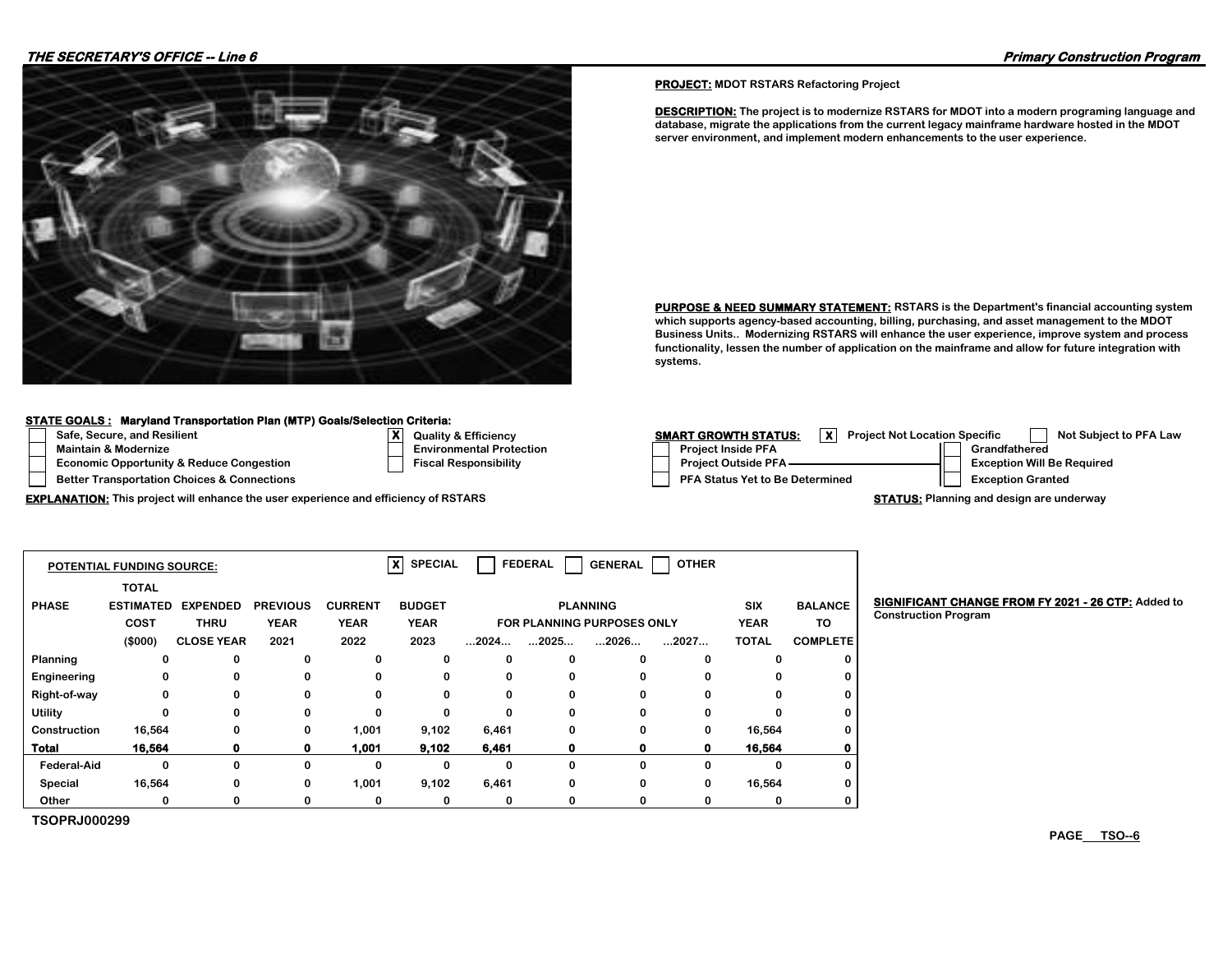**THE SECRETARY'S OFFICE -- Line 6**

**Primary Construction Program**

**PROJECT:** MDOT RSTARS Refactoring Project

**DESCRIPTION:** The project is to modernize RSTARS for MDOT into a modern programing language and database, migrate the applications from the current legacy mainframe hardware hosted in the MDOT server environment, and implement modern enhancements to the user experience.

**PURPOSE & NEED SUMMARY STATEMENT:** RSTARS is the Department's financial accounting system which supports agency-based accounting, billing, purchasing, and asset management to the MDOT Business Units.. Modernizing RSTARS will enhance the user experience, improve system and process functionality, lessen the number of application on the mainframe and allow for future integration with systems.

**STATE GOALS : Maryland Transportation Plan (MTP) Goals/Selection Criteria:**

- [ ] Safe, Secure, and Resilient
- [ ] Maintain & Modernize
- [ ] Economic Opportunity & Reduce Congestion
- [ ] Better Transportation Choices & Connections
- [X] Quality & Efficiency
- [ ] Environmental Protection
- [ ] Fiscal Responsibility

**EXPLANATION:** This project will enhance the user experience and efficiency of RSTARS

**SMART GROWTH STATUS:**

- [X] Project Not Location Specific
- [ ] Not Subject to PFA Law
- [ ] Project Inside PFA
- [ ] Project Outside PFA
- [ ] PFA Status Yet to Be Determined
- [ ] Grandfathered
- [ ] Exception Will Be Required
- [ ] Exception Granted

**STATUS:** Planning and design are underway

**POTENTIAL FUNDING SOURCE:** [X] SPECIAL [ ] FEDERAL [ ] GENERAL [ ] OTHER

| PHASE | TOTAL ESTIMATED COST ($000) | EXPENDED THRU CLOSE YEAR | PREVIOUS YEAR 2021 | CURRENT YEAR 2022 | BUDGET YEAR 2023 | PLANNING FOR PLANNING PURPOSES ONLY ...2024... | ...2025... | ...2026... | ...2027... | SIX YEAR TOTAL | BALANCE TO COMPLETE |
|---|---|---|---|---|---|---|---|---|---|---|---|
| Planning | 0 | 0 | 0 | 0 | 0 | 0 | 0 | 0 | 0 | 0 | 0 |
| Engineering | 0 | 0 | 0 | 0 | 0 | 0 | 0 | 0 | 0 | 0 | 0 |
| Right-of-way | 0 | 0 | 0 | 0 | 0 | 0 | 0 | 0 | 0 | 0 | 0 |
| Utility | 0 | 0 | 0 | 0 | 0 | 0 | 0 | 0 | 0 | 0 | 0 |
| Construction | 16,564 | 0 | 0 | 1,001 | 9,102 | 6,461 | 0 | 0 | 0 | 16,564 | 0 |
| **Total** | **16,564** | **0** | **0** | **1,001** | **9,102** | **6,461** | **0** | **0** | **0** | **16,564** | **0** |
| Federal-Aid | 0 | 0 | 0 | 0 | 0 | 0 | 0 | 0 | 0 | 0 | 0 |
| Special | 16,564 | 0 | 0 | 1,001 | 9,102 | 6,461 | 0 | 0 | 0 | 16,564 | 0 |
| Other | 0 | 0 | 0 | 0 | 0 | 0 | 0 | 0 | 0 | 0 | 0 |

TSOPRJ000299

**SIGNIFICANT CHANGE FROM FY 2021 - 26 CTP:** Added to Construction Program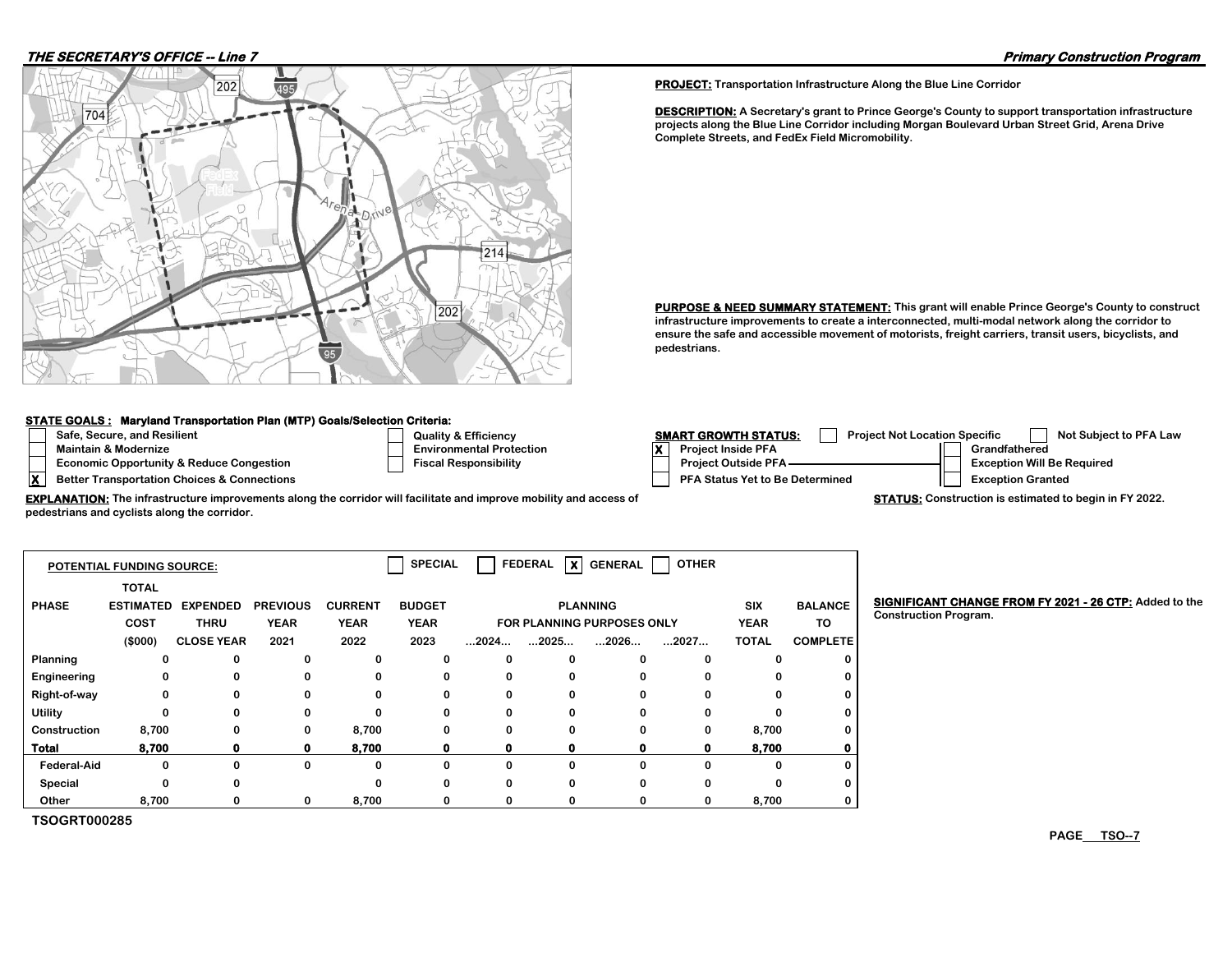**THE SECRETARY'S OFFICE -- Line 7**

**Primary Construction Program**

**PROJECT:** Transportation Infrastructure Along the Blue Line Corridor

**DESCRIPTION:** A Secretary's grant to Prince George's County to support transportation infrastructure projects along the Blue Line Corridor including Morgan Boulevard Urban Street Grid, Arena Drive Complete Streets, and FedEx Field Micromobility.

**PURPOSE & NEED SUMMARY STATEMENT:** This grant will enable Prince George's County to construct infrastructure improvements to create a interconnected, multi-modal network along the corridor to ensure the safe and accessible movement of motorists, freight carriers, transit users, bicyclists, and pedestrians.

**STATE GOALS : Maryland Transportation Plan (MTP) Goals/Selection Criteria:**

- [ ] Safe, Secure, and Resilient
- [ ] Maintain & Modernize
- [ ] Economic Opportunity & Reduce Congestion
- [X] Better Transportation Choices & Connections
- [ ] Quality & Efficiency
- [ ] Environmental Protection
- [ ] Fiscal Responsibility

**SMART GROWTH STATUS:**

- [ ] Project Not Location Specific
- [ ] Not Subject to PFA Law
- [X] Project Inside PFA
- [ ] Project Outside PFA
- [ ] PFA Status Yet to Be Determined
- [ ] Grandfathered
- [ ] Exception Will Be Required
- [ ] Exception Granted

**EXPLANATION:** The infrastructure improvements along the corridor will facilitate and improve mobility and access of pedestrians and cyclists along the corridor.

**STATUS:** Construction is estimated to begin in FY 2022.

**POTENTIAL FUNDING SOURCE:** [ ] SPECIAL [ ] FEDERAL [X] GENERAL [ ] OTHER

| PHASE | TOTAL ESTIMATED COST ($000) | EXPENDED THRU CLOSE YEAR | PREVIOUS YEAR 2021 | CURRENT YEAR 2022 | BUDGET YEAR 2023 | PLANNING FOR PLANNING PURPOSES ONLY ...2024... | ...2025... | ...2026... | ...2027... | SIX YEAR TOTAL | BALANCE TO COMPLETE |
|---|---|---|---|---|---|---|---|---|---|---|---|
| Planning | 0 | 0 | 0 | 0 | 0 | 0 | 0 | 0 | 0 | 0 | 0 |
| Engineering | 0 | 0 | 0 | 0 | 0 | 0 | 0 | 0 | 0 | 0 | 0 |
| Right-of-way | 0 | 0 | 0 | 0 | 0 | 0 | 0 | 0 | 0 | 0 | 0 |
| Utility | 0 | 0 | 0 | 0 | 0 | 0 | 0 | 0 | 0 | 0 | 0 |
| Construction | 8,700 | 0 | 0 | 8,700 | 0 | 0 | 0 | 0 | 0 | 8,700 | 0 |
| **Total** | **8,700** | **0** | **0** | **8,700** | **0** | **0** | **0** | **0** | **0** | **8,700** | **0** |
| Federal-Aid | 0 | 0 | 0 | 0 | 0 | 0 | 0 | 0 | 0 | 0 | 0 |
| Special | 0 | 0 | | 0 | 0 | 0 | 0 | 0 | 0 | 0 | 0 |
| Other | 8,700 | 0 | 0 | 8,700 | 0 | 0 | 0 | 0 | 0 | 8,700 | 0 |

TSOGRT000285

**SIGNIFICANT CHANGE FROM FY 2021 - 26 CTP:** Added to the Construction Program.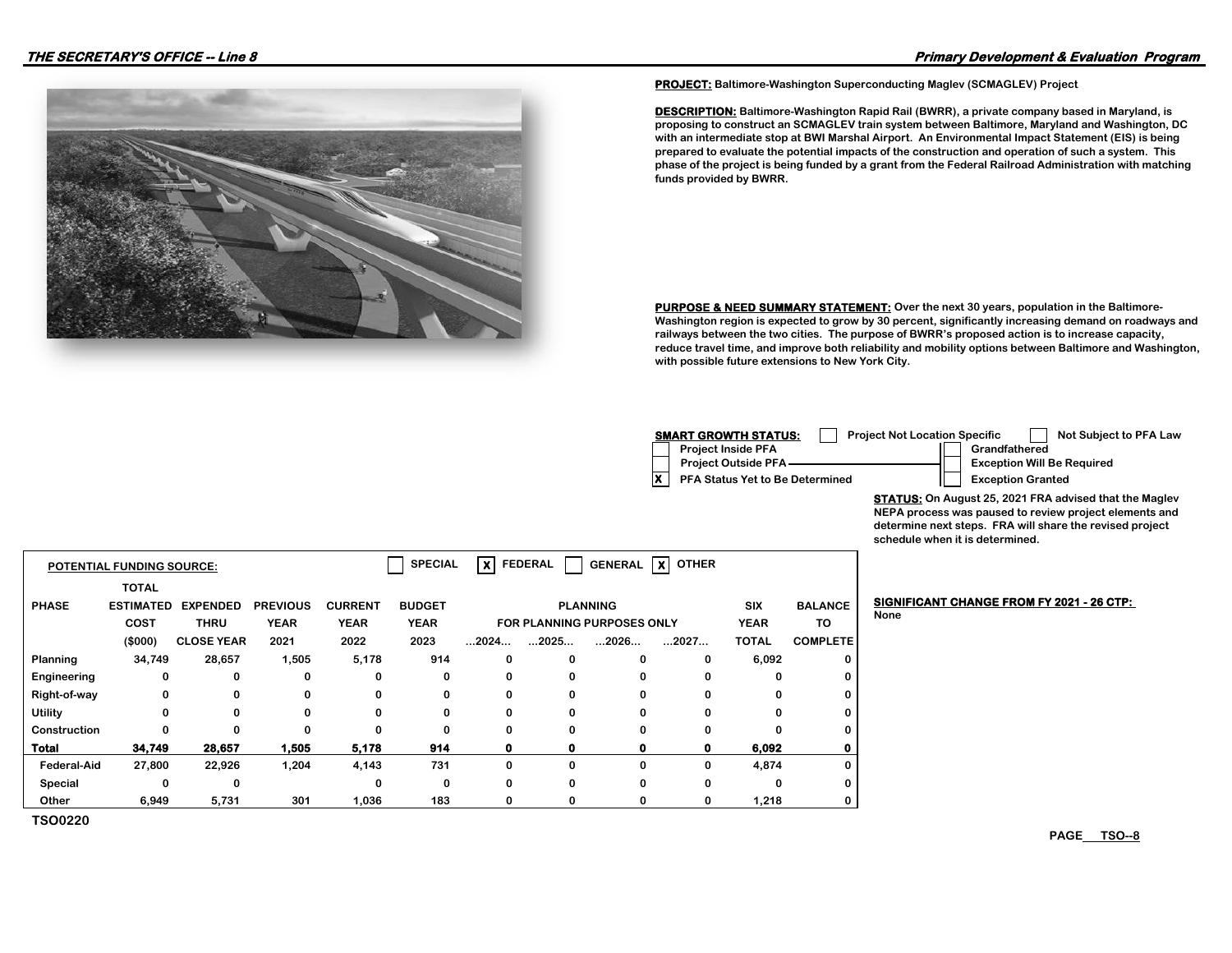**PROJECT:** Baltimore-Washington Superconducting Maglev (SCMAGLEV) Project

**DESCRIPTION:** Baltimore-Washington Rapid Rail (BWRR), a private company based in Maryland, is proposing to construct an SCMAGLEV train system between Baltimore, Maryland and Washington, DC with an intermediate stop at BWI Marshal Airport. An Environmental Impact Statement (EIS) is being prepared to evaluate the potential impacts of the construction and operation of such a system. This phase of the project is being funded by a grant from the Federal Railroad Administration with matching funds provided by BWRR.

**PURPOSE & NEED SUMMARY STATEMENT:** Over the next 30 years, population in the Baltimore-Washington region is expected to grow by 30 percent, significantly increasing demand on roadways and railways between the two cities. The purpose of BWRR's proposed action is to increase capacity, reduce travel time, and improve both reliability and mobility options between Baltimore and Washington, with possible future extensions to New York City.

**SMART GROWTH STATUS:** ☐ Project Not Location Specific ☐ Not Subject to PFA Law

- ☐ Project Inside PFA
- ☐ Project Outside PFA
  - ☐ Grandfathered
  - ☐ Exception Will Be Required
  - ☐ Exception Granted
- ☒ PFA Status Yet to Be Determined

**STATUS:** On August 25, 2021 FRA advised that the Maglev NEPA process was paused to review project elements and determine next steps. FRA will share the revised project schedule when it is determined.

**POTENTIAL FUNDING SOURCE:** ☐ SPECIAL ☒ FEDERAL ☐ GENERAL ☒ OTHER

| PHASE | TOTAL ESTIMATED COST ($000) | EXPENDED THRU CLOSE YEAR | PREVIOUS YEAR 2021 | CURRENT YEAR 2022 | BUDGET YEAR 2023 | PLANNING FOR PLANNING PURPOSES ONLY ...2024... | ...2025... | ...2026... | ...2027... | SIX YEAR TOTAL | BALANCE TO COMPLETE |
|---|---|---|---|---|---|---|---|---|---|---|---|
| Planning | 34,749 | 28,657 | 1,505 | 5,178 | 914 | 0 | 0 | 0 | 0 | 6,092 | 0 |
| Engineering | 0 | 0 | 0 | 0 | 0 | 0 | 0 | 0 | 0 | 0 | 0 |
| Right-of-way | 0 | 0 | 0 | 0 | 0 | 0 | 0 | 0 | 0 | 0 | 0 |
| Utility | 0 | 0 | 0 | 0 | 0 | 0 | 0 | 0 | 0 | 0 | 0 |
| Construction | 0 | 0 | 0 | 0 | 0 | 0 | 0 | 0 | 0 | 0 | 0 |
| **Total** | **34,749** | **28,657** | **1,505** | **5,178** | **914** | **0** | **0** | **0** | **0** | **6,092** | **0** |
| Federal-Aid | 27,800 | 22,926 | 1,204 | 4,143 | 731 | 0 | 0 | 0 | 0 | 4,874 | 0 |
| Special | 0 | 0 | | 0 | 0 | 0 | 0 | 0 | 0 | 0 | 0 |
| Other | 6,949 | 5,731 | 301 | 1,036 | 183 | 0 | 0 | 0 | 0 | 1,218 | 0 |

TSO0220

**SIGNIFICANT CHANGE FROM FY 2021 - 26 CTP:**
None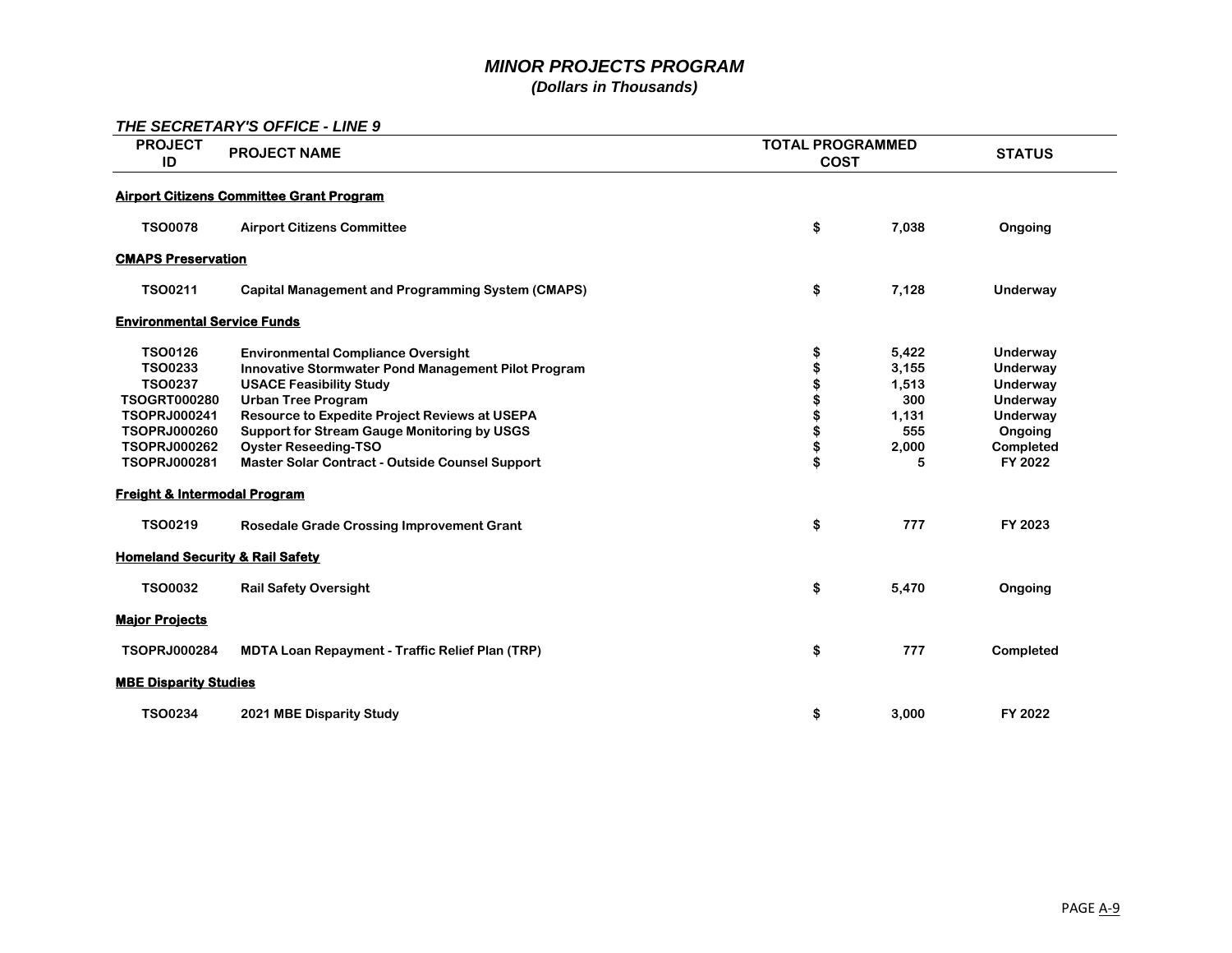# *MINOR PROJECTS PROGRAM*

***(Dollars in Thousands)***

## *THE SECRETARY'S OFFICE - LINE 9*

| PROJECT ID | PROJECT NAME | TOTAL PROGRAMMED COST | STATUS |
|---|---|---|---|
| **Airport Citizens Committee Grant Program** | | | |
| TSO0078 | Airport Citizens Committee | $ 7,038 | Ongoing |
| **CMAPS Preservation** | | | |
| TSO0211 | Capital Management and Programming System (CMAPS) | $ 7,128 | Underway |
| **Environmental Service Funds** | | | |
| TSO0126 | Environmental Compliance Oversight | $ 5,422 | Underway |
| TSO0233 | Innovative Stormwater Pond Management Pilot Program | $ 3,155 | Underway |
| TSO0237 | USACE Feasibility Study | $ 1,513 | Underway |
| TSOGRT000280 | Urban Tree Program | $ 300 | Underway |
| TSOPRJ000241 | Resource to Expedite Project Reviews at USEPA | $ 1,131 | Underway |
| TSOPRJ000260 | Support for Stream Gauge Monitoring by USGS | $ 555 | Ongoing |
| TSOPRJ000262 | Oyster Reseeding-TSO | $ 2,000 | Completed |
| TSOPRJ000281 | Master Solar Contract - Outside Counsel Support | $ 5 | FY 2022 |
| **Freight & Intermodal Program** | | | |
| TSO0219 | Rosedale Grade Crossing Improvement Grant | $ 777 | FY 2023 |
| **Homeland Security & Rail Safety** | | | |
| TSO0032 | Rail Safety Oversight | $ 5,470 | Ongoing |
| **Major Projects** | | | |
| TSOPRJ000284 | MDTA Loan Repayment - Traffic Relief Plan (TRP) | $ 777 | Completed |
| **MBE Disparity Studies** | | | |
| TSO0234 | 2021 MBE Disparity Study | $ 3,000 | FY 2022 |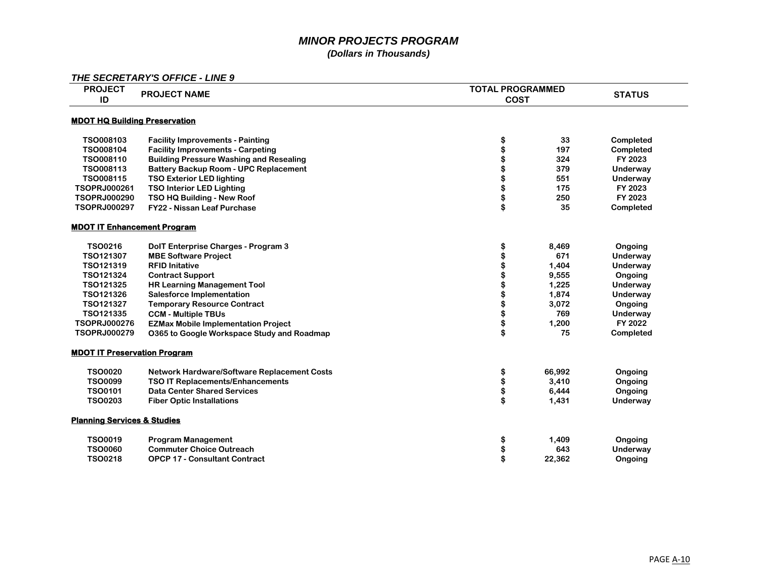# *MINOR PROJECTS PROGRAM*

***(Dollars in Thousands)***

### *THE SECRETARY'S OFFICE - LINE 9*

| PROJECT ID | PROJECT NAME | TOTAL PROGRAMMED COST | STATUS |
|---|---|---|---|
| **MDOT HQ Building Preservation** | | | |
| TSO008103 | Facility Improvements - Painting | $ 33 | Completed |
| TSO008104 | Facility Improvements - Carpeting | $ 197 | Completed |
| TSO008110 | Building Pressure Washing and Resealing | $ 324 | FY 2023 |
| TSO008113 | Battery Backup Room - UPC Replacement | $ 379 | Underway |
| TSO008115 | TSO Exterior LED lighting | $ 551 | Underway |
| TSOPRJ000261 | TSO Interior LED Lighting | $ 175 | FY 2023 |
| TSOPRJ000290 | TSO HQ Building - New Roof | $ 250 | FY 2023 |
| TSOPRJ000297 | FY22 - Nissan Leaf Purchase | $ 35 | Completed |
| **MDOT IT Enhancement Program** | | | |
| TSO0216 | DoIT Enterprise Charges - Program 3 | $ 8,469 | Ongoing |
| TSO121307 | MBE Software Project | $ 671 | Underway |
| TSO121319 | RFID Initative | $ 1,404 | Underway |
| TSO121324 | Contract Support | $ 9,555 | Ongoing |
| TSO121325 | HR Learning Management Tool | $ 1,225 | Underway |
| TSO121326 | Salesforce Implementation | $ 1,874 | Underway |
| TSO121327 | Temporary Resource Contract | $ 3,072 | Ongoing |
| TSO121335 | CCM - Multiple TBUs | $ 769 | Underway |
| TSOPRJ000276 | EZMax Mobile Implementation Project | $ 1,200 | FY 2022 |
| TSOPRJ000279 | O365 to Google Workspace Study and Roadmap | $ 75 | Completed |
| **MDOT IT Preservation Program** | | | |
| TSO0020 | Network Hardware/Software Replacement Costs | $ 66,992 | Ongoing |
| TSO0099 | TSO IT Replacements/Enhancements | $ 3,410 | Ongoing |
| TSO0101 | Data Center Shared Services | $ 6,444 | Ongoing |
| TSO0203 | Fiber Optic Installations | $ 1,431 | Underway |
| **Planning Services & Studies** | | | |
| TSO0019 | Program Management | $ 1,409 | Ongoing |
| TSO0060 | Commuter Choice Outreach | $ 643 | Underway |
| TSO0218 | OPCP 17 - Consultant Contract | $ 22,362 | Ongoing |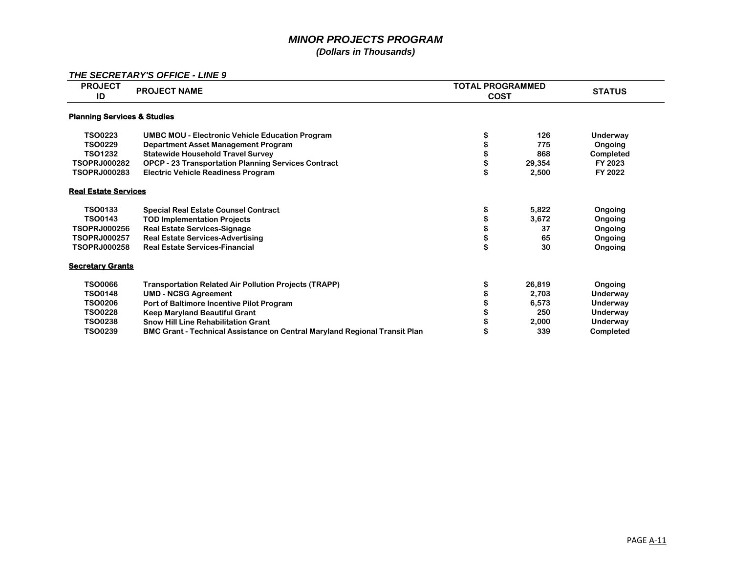# *MINOR PROJECTS PROGRAM*

***(Dollars in Thousands)***

## *THE SECRETARY'S OFFICE - LINE 9*

| PROJECT ID | PROJECT NAME | TOTAL PROGRAMMED COST | STATUS |
|---|---|---|---|
| **Planning Services & Studies** | | | |
| TSO0223 | UMBC MOU - Electronic Vehicle Education Program | $ 126 | Underway |
| TSO0229 | Department Asset Management Program | $ 775 | Ongoing |
| TSO1232 | Statewide Household Travel Survey | $ 868 | Completed |
| TSOPRJ000282 | OPCP - 23 Transportation Planning Services Contract | $ 29,354 | FY 2023 |
| TSOPRJ000283 | Electric Vehicle Readiness Program | $ 2,500 | FY 2022 |
| **Real Estate Services** | | | |
| TSO0133 | Special Real Estate Counsel Contract | $ 5,822 | Ongoing |
| TSO0143 | TOD Implementation Projects | $ 3,672 | Ongoing |
| TSOPRJ000256 | Real Estate Services-Signage | $ 37 | Ongoing |
| TSOPRJ000257 | Real Estate Services-Advertising | $ 65 | Ongoing |
| TSOPRJ000258 | Real Estate Services-Financial | $ 30 | Ongoing |
| **Secretary Grants** | | | |
| TSO0066 | Transportation Related Air Pollution Projects (TRAPP) | $ 26,819 | Ongoing |
| TSO0148 | UMD - NCSG Agreement | $ 2,703 | Underway |
| TSO0206 | Port of Baltimore Incentive Pilot Program | $ 6,573 | Underway |
| TSO0228 | Keep Maryland Beautiful Grant | $ 250 | Underway |
| TSO0238 | Snow Hill Line Rehabilitation Grant | $ 2,000 | Underway |
| TSO0239 | BMC Grant - Technical Assistance on Central Maryland Regional Transit Plan | $ 339 | Completed |